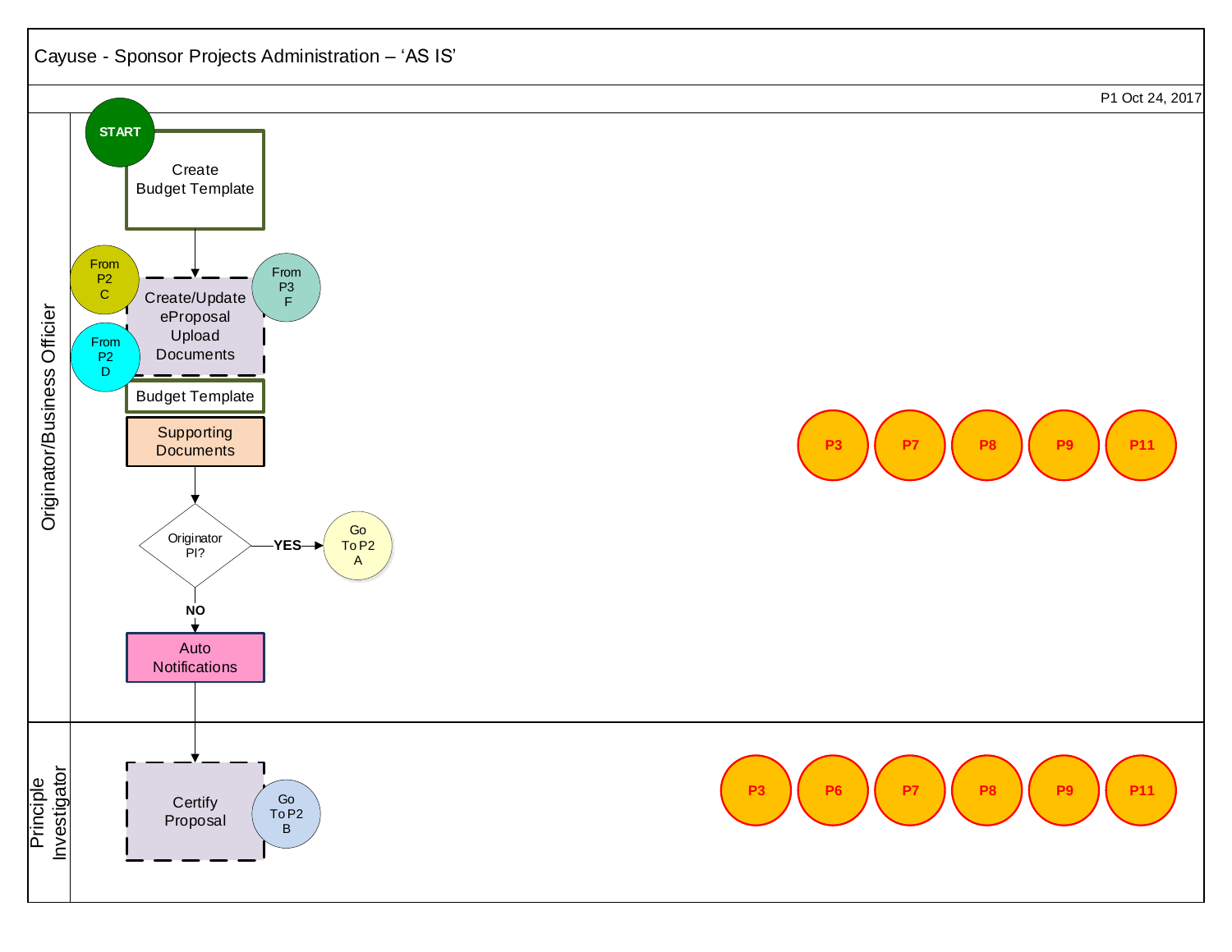# Cayuse - Sponsor Projects Administration – 'AS IS'

P1 Oct 24, 2017

## Originator/Business Officier

START

Create Budget Template

From P2 C

From P2 D

From P3 F

Create/Update eProposal Upload Documents

Budget Template

Supporting Documents

Originator PI?

YES → Go To P2 A

NO

Auto Notifications

P3 P7 P8 P9 P11

## Principle Investigator

Certify Proposal

Go To P2 B

P3 P6 P7 P8 P9 P11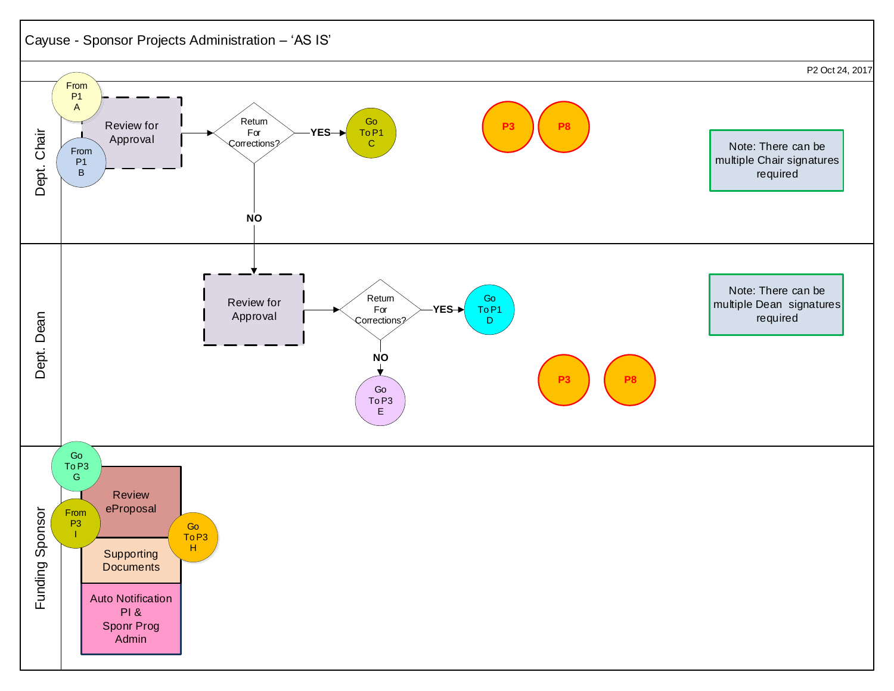# Cayuse - Sponsor Projects Administration – 'AS IS'

P2 Oct 24, 2017

## Dept. Chair

From P1 A

From P1 B

Review for Approval

Return For Corrections?

YES → Go To P1 C

NO

P3

P8

Note: There can be multiple Chair signatures required

## Dept. Dean

Review for Approval

Return For Corrections?

YES → Go To P1 D

NO → Go To P3 E

P3

P8

Note: There can be multiple Dean signatures required

## Funding Sponsor

Go To P3 G

From P3 I

Review eProposal

Go To P3 H

Supporting Documents

Auto Notification PI & Sponr Prog Admin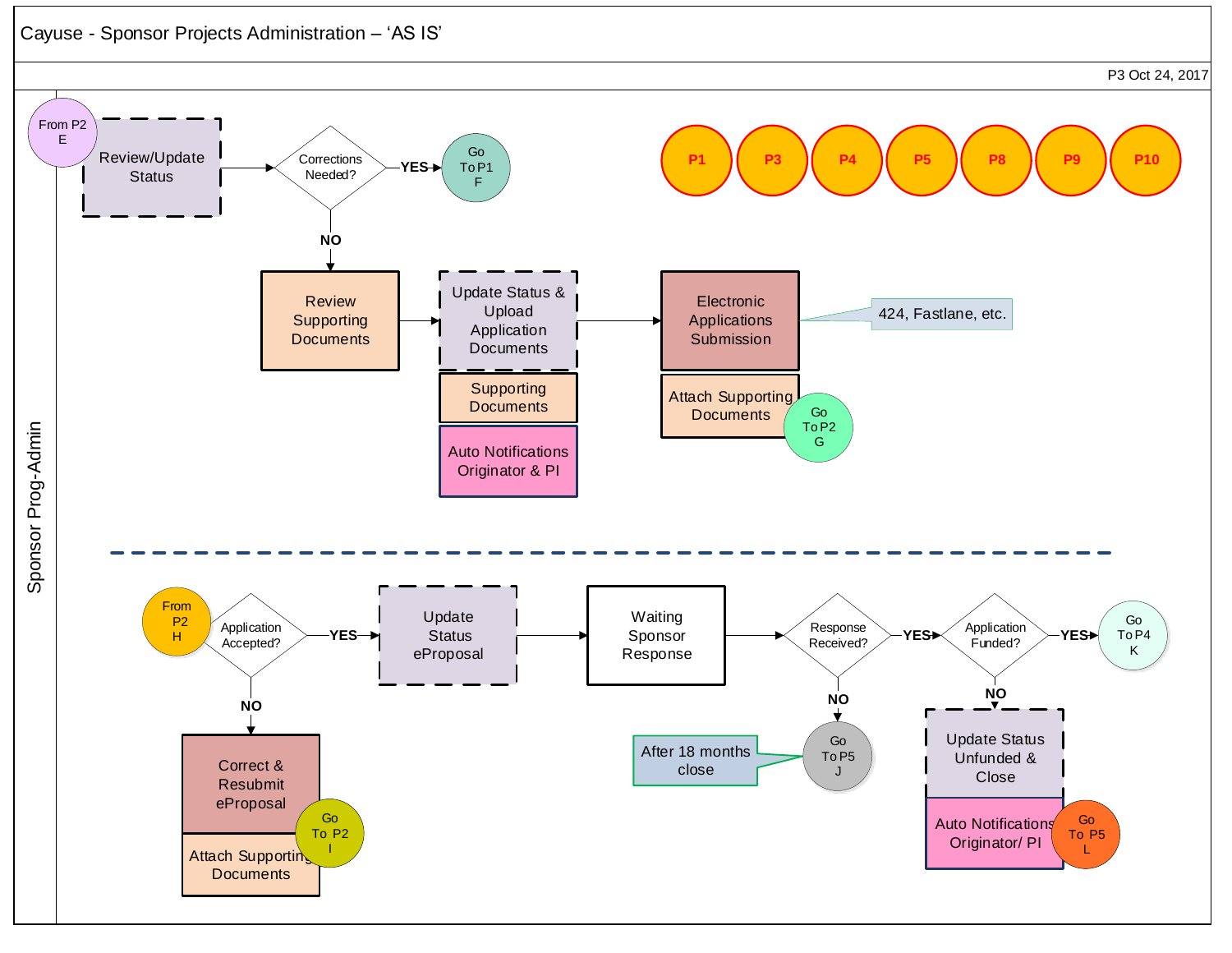# Cayuse - Sponsor Projects Administration – 'AS IS'

P3 Oct 24, 2017

**Sponsor Prog-Admin**

P1 | P3 | P4 | P5 | P8 | P9 | P10

From P2 E

Review/Update Status

Corrections Needed?

YES → Go To P1 F

NO

Review Supporting Documents

Update Status & Upload Application Documents

Supporting Documents

Auto Notifications Originator & PI

Electronic Applications Submission

424, Fastlane, etc.

Attach Supporting Documents

Go To P2 G

---

From P2 H

Application Accepted?

YES → Update Status eProposal

Waiting Sponsor Response

Response Received?

YES → Application Funded?

YES → Go To P4 K

NO (Application Accepted?)

Correct & Resubmit eProposal

Attach Supporting Documents

Go To P2 I

NO (Response Received?)

Go To P5 J

After 18 months close

NO (Application Funded?)

Update Status Unfunded & Close

Auto Notifications Originator/ PI

Go To P5 L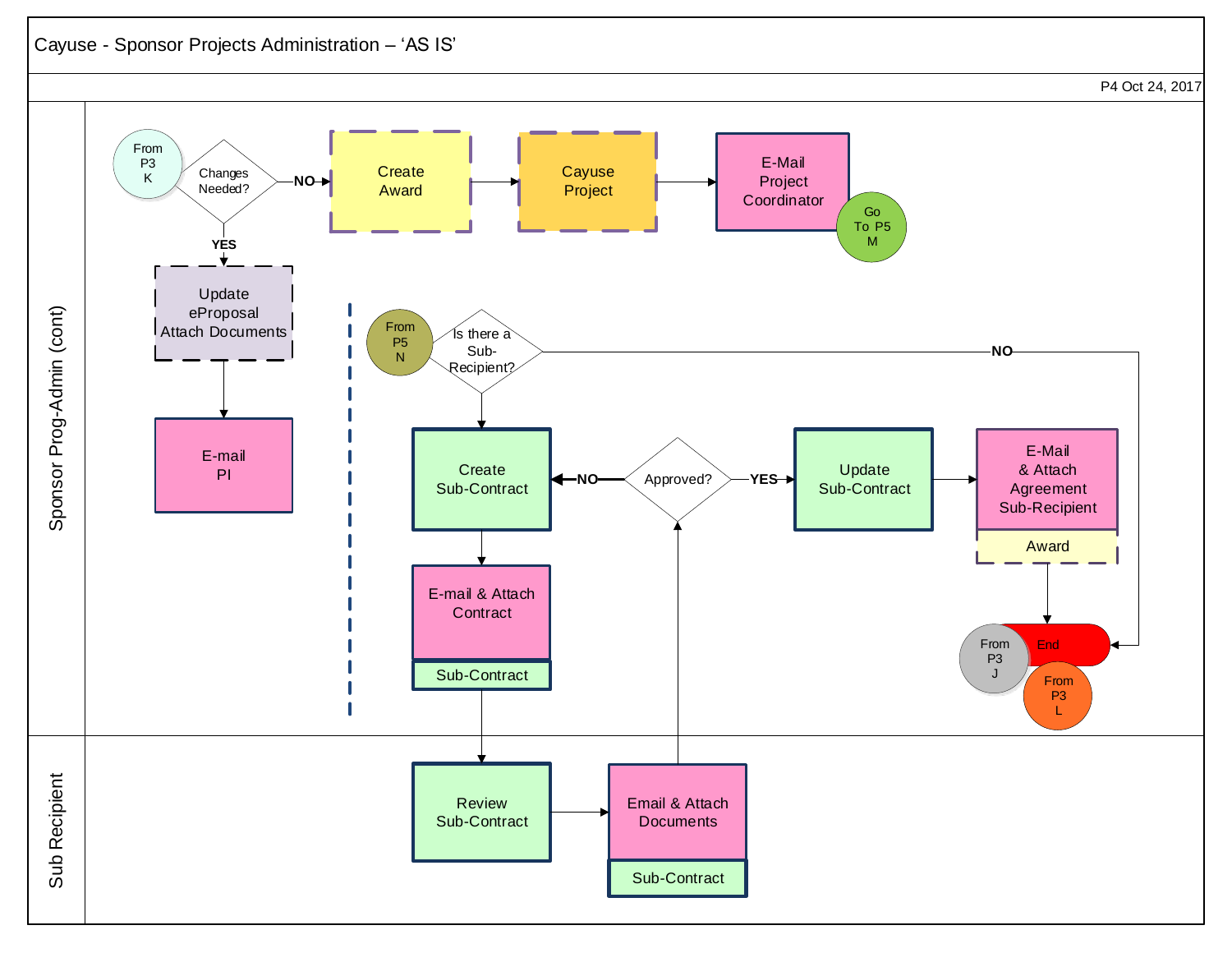# Cayuse - Sponsor Projects Administration – 'AS IS'

P4 Oct 24, 2017

## Sponsor Prog-Admin (cont)

- From P3 K → Changes Needed?
  - NO → Create Award → Cayuse Project → E-Mail Project Coordinator → Go To P5 M
  - YES → Update eProposal Attach Documents → E-mail PI

- From P5 N → Is there a Sub-Recipient?
  - NO → End
  - YES → Create Sub-Contract → E-mail & Attach Contract (Sub-Contract) → Review Sub-Contract (Sub Recipient)

- Approved?
  - NO → Create Sub-Contract
  - YES → Update Sub-Contract → E-Mail & Attach Agreement Sub-Recipient (Award) → End

- From P3 J → End
- From P3 L → End

## Sub Recipient

- Review Sub-Contract → Email & Attach Documents (Sub-Contract) → Approved?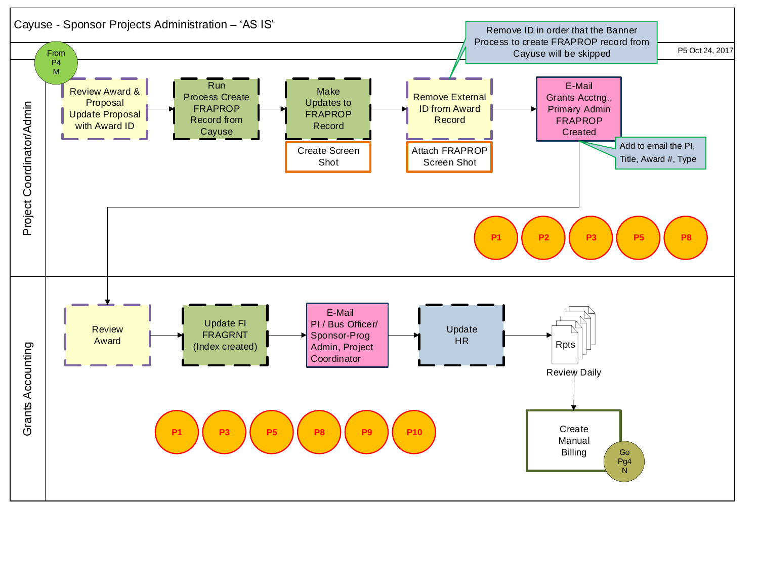# Cayuse - Sponsor Projects Administration – 'AS IS'

P5 Oct 24, 2017

## Project Coordinator/Admin

From P4 M

- Review Award & Proposal Update Proposal with Award ID
- Run Process Create FRAPROP Record from Cayuse
- Make Updates to FRAPROP Record
  - Create Screen Shot
- Remove External ID from Award Record
  - Attach FRAPROP Screen Shot
  - Remove ID in order that the Banner Process to create FRAPROP record from Cayuse will be skipped
- E-Mail Grants Acctng., Primary Admin FRAPROP Created
  - Add to email the PI, Title, Award #, Type

P1, P2, P3, P5, P8

## Grants Accounting

- Review Award
- Update FI FRAGRNT (Index created)
- E-Mail PI / Bus Officer/ Sponsor-Prog Admin, Project Coordinator
- Update HR
- Rpts
  - Review Daily
- Create Manual Billing

Go Pg4 N

P1, P3, P5, P8, P9, P10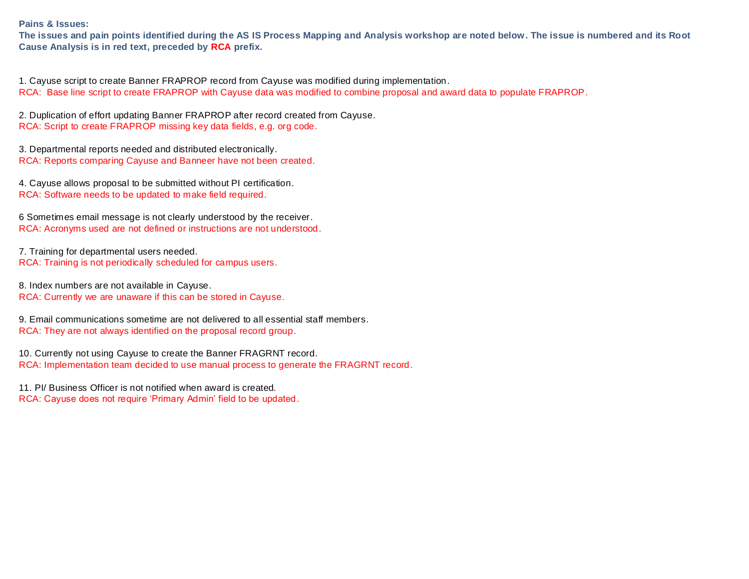**Pains & Issues:**
**The issues and pain points identified during the AS IS Process Mapping and Analysis workshop are noted below. The issue is numbered and its Root Cause Analysis is in red text, preceded by RCA prefix.**

1. Cayuse script to create Banner FRAPROP record from Cayuse was modified during implementation.
RCA: Base line script to create FRAPROP with Cayuse data was modified to combine proposal and award data to populate FRAPROP.

2. Duplication of effort updating Banner FRAPROP after record created from Cayuse.
RCA: Script to create FRAPROP missing key data fields, e.g. org code.

3. Departmental reports needed and distributed electronically.
RCA: Reports comparing Cayuse and Banneer have not been created.

4. Cayuse allows proposal to be submitted without PI certification.
RCA: Software needs to be updated to make field required.

6 Sometimes email message is not clearly understood by the receiver.
RCA: Acronyms used are not defined or instructions are not understood.

7. Training for departmental users needed.
RCA: Training is not periodically scheduled for campus users.

8. Index numbers are not available in Cayuse.
RCA: Currently we are unaware if this can be stored in Cayuse.

9. Email communications sometime are not delivered to all essential staff members.
RCA: They are not always identified on the proposal record group.

10. Currently not using Cayuse to create the Banner FRAGRNT record.
RCA: Implementation team decided to use manual process to generate the FRAGRNT record.

11. PI/ Business Officer is not notified when award is created.
RCA: Cayuse does not require 'Primary Admin' field to be updated.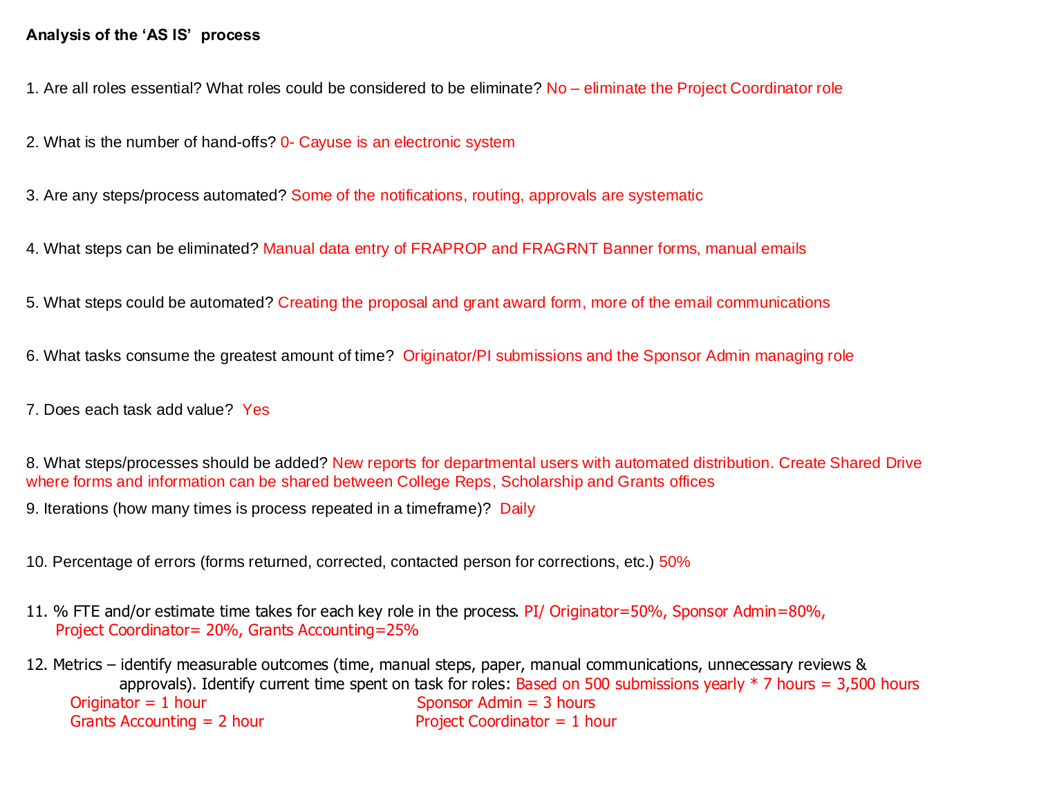**Analysis of the 'AS IS' process**

1. Are all roles essential? What roles could be considered to be eliminate? No – eliminate the Project Coordinator role

2. What is the number of hand-offs? 0- Cayuse is an electronic system

3. Are any steps/process automated? Some of the notifications, routing, approvals are systematic

4. What steps can be eliminated? Manual data entry of FRAPROP and FRAGRNT Banner forms, manual emails

5. What steps could be automated? Creating the proposal and grant award form, more of the email communications

6. What tasks consume the greatest amount of time? Originator/PI submissions and the Sponsor Admin managing role

7. Does each task add value? Yes

8. What steps/processes should be added? New reports for departmental users with automated distribution. Create Shared Drive where forms and information can be shared between College Reps, Scholarship and Grants offices

9. Iterations (how many times is process repeated in a timeframe)? Daily

10. Percentage of errors (forms returned, corrected, contacted person for corrections, etc.) 50%

11. % FTE and/or estimate time takes for each key role in the process. PI/ Originator=50%, Sponsor Admin=80%, Project Coordinator= 20%, Grants Accounting=25%

12. Metrics – identify measurable outcomes (time, manual steps, paper, manual communications, unnecessary reviews & approvals). Identify current time spent on task for roles: Based on 500 submissions yearly * 7 hours = 3,500 hours

    Originator = 1 hour

    Sponsor Admin = 3 hours

    Grants Accounting = 2 hour

    Project Coordinator = 1 hour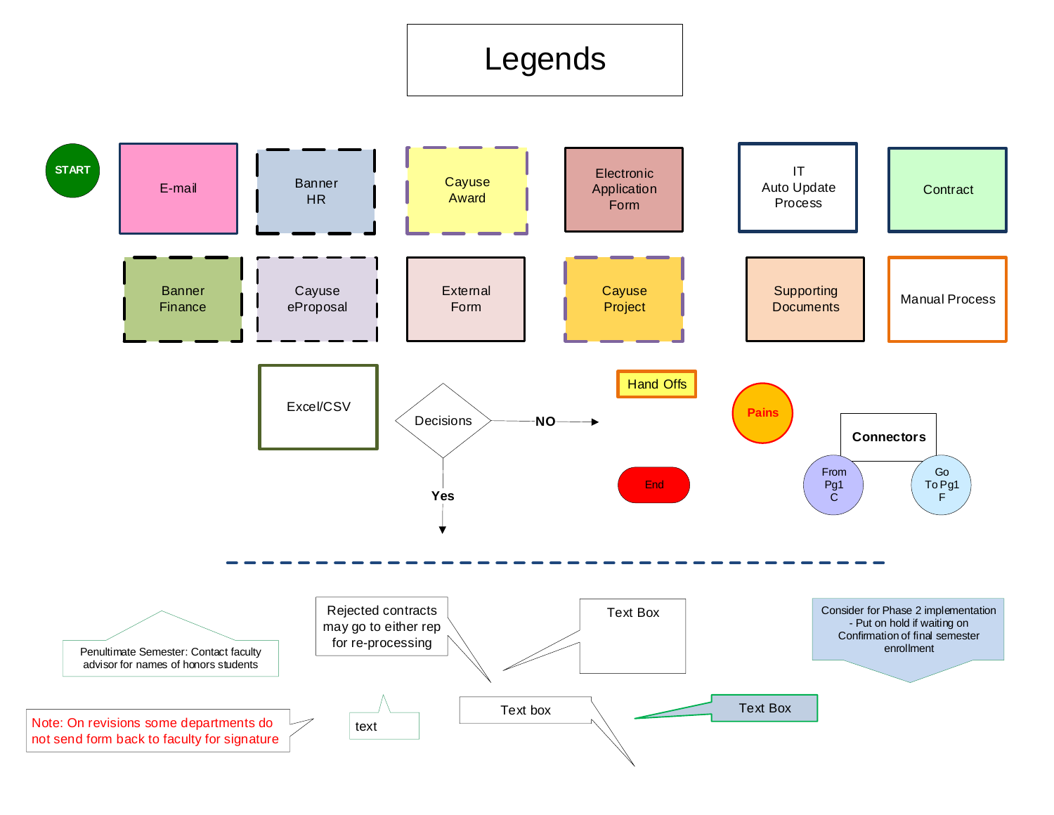# Legends

START

E-mail

Banner HR

Cayuse Award

Electronic Application Form

IT Auto Update Process

Contract

Banner Finance

Cayuse eProposal

External Form

Cayuse Project

Supporting Documents

Manual Process

Excel/CSV

Decisions

NO

Yes

Hand Offs

Pains

End

Connectors

From Pg1 C

Go To Pg1 F

Penultimate Semester: Contact faculty advisor for names of honors students

Rejected contracts may go to either rep for re-processing

Text Box

Consider for Phase 2 implementation - Put on hold if waiting on Confirmation of final semester enrollment

Note: On revisions some departments do not send form back to faculty for signature

text

Text box

Text Box